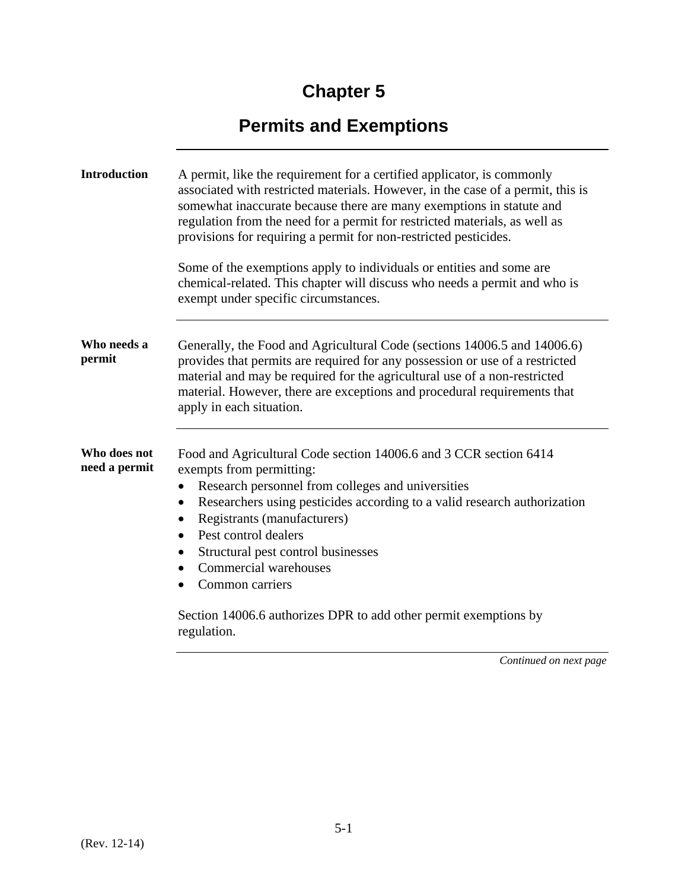# Chapter 5

# Permits and Exemptions

**Introduction**

A permit, like the requirement for a certified applicator, is commonly associated with restricted materials. However, in the case of a permit, this is somewhat inaccurate because there are many exemptions in statute and regulation from the need for a permit for restricted materials, as well as provisions for requiring a permit for non-restricted pesticides.

Some of the exemptions apply to individuals or entities and some are chemical-related. This chapter will discuss who needs a permit and who is exempt under specific circumstances.

**Who needs a permit**

Generally, the Food and Agricultural Code (sections 14006.5 and 14006.6) provides that permits are required for any possession or use of a restricted material and may be required for the agricultural use of a non-restricted material. However, there are exceptions and procedural requirements that apply in each situation.

**Who does not need a permit**

Food and Agricultural Code section 14006.6 and 3 CCR section 6414 exempts from permitting:

- Research personnel from colleges and universities
- Researchers using pesticides according to a valid research authorization
- Registrants (manufacturers)
- Pest control dealers
- Structural pest control businesses
- Commercial warehouses
- Common carriers

Section 14006.6 authorizes DPR to add other permit exemptions by regulation.

*Continued on next page*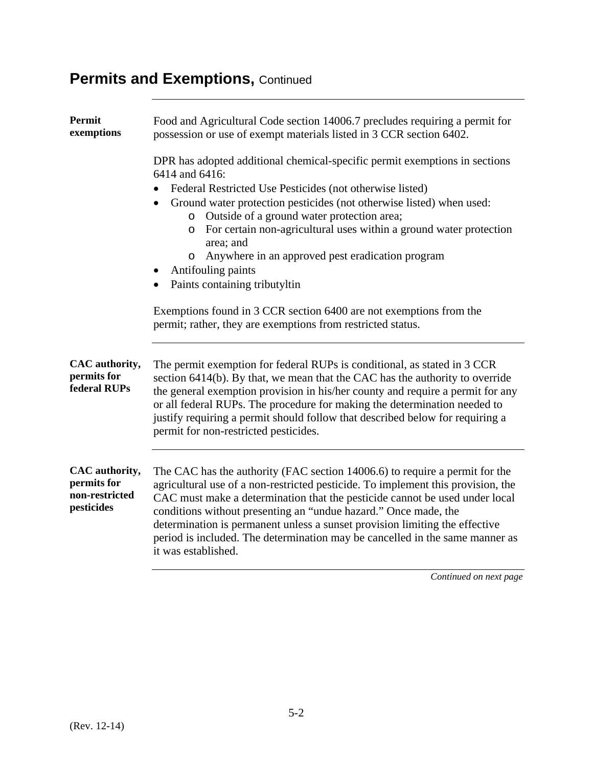# Permits and Exemptions, Continued

**Permit exemptions**

Food and Agricultural Code section 14006.7 precludes requiring a permit for possession or use of exempt materials listed in 3 CCR section 6402.

DPR has adopted additional chemical-specific permit exemptions in sections 6414 and 6416:

- Federal Restricted Use Pesticides (not otherwise listed)
- Ground water protection pesticides (not otherwise listed) when used:
  - Outside of a ground water protection area;
  - For certain non-agricultural uses within a ground water protection area; and
  - Anywhere in an approved pest eradication program
- Antifouling paints
- Paints containing tributyltin

Exemptions found in 3 CCR section 6400 are not exemptions from the permit; rather, they are exemptions from restricted status.

**CAC authority, permits for federal RUPs**

The permit exemption for federal RUPs is conditional, as stated in 3 CCR section 6414(b). By that, we mean that the CAC has the authority to override the general exemption provision in his/her county and require a permit for any or all federal RUPs. The procedure for making the determination needed to justify requiring a permit should follow that described below for requiring a permit for non-restricted pesticides.

**CAC authority, permits for non-restricted pesticides**

The CAC has the authority (FAC section 14006.6) to require a permit for the agricultural use of a non-restricted pesticide. To implement this provision, the CAC must make a determination that the pesticide cannot be used under local conditions without presenting an "undue hazard." Once made, the determination is permanent unless a sunset provision limiting the effective period is included. The determination may be cancelled in the same manner as it was established.

*Continued on next page*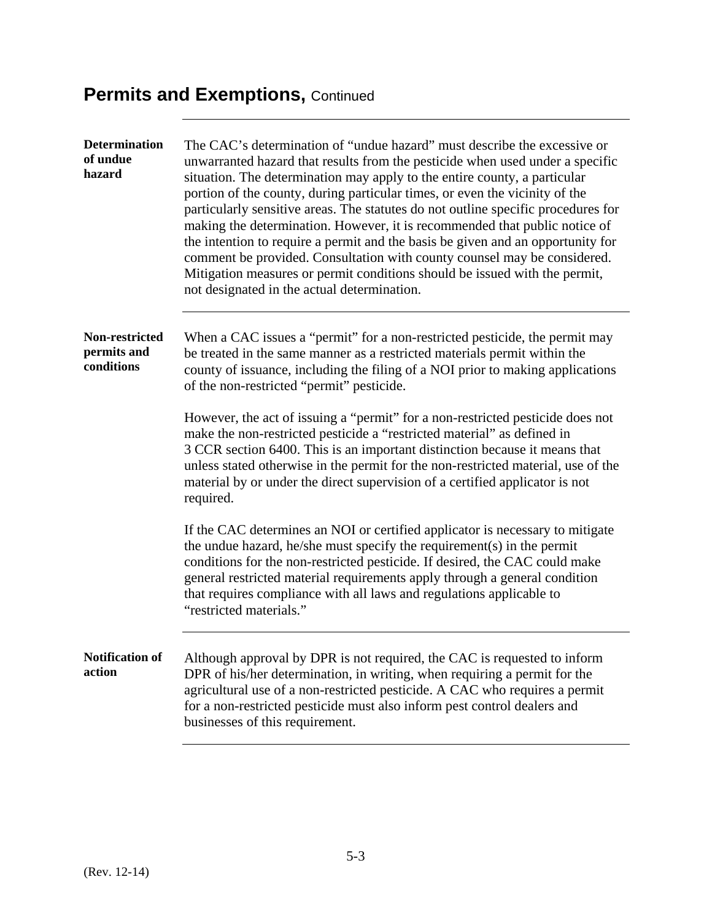# Permits and Exemptions, Continued

**Determination of undue hazard**

The CAC's determination of "undue hazard" must describe the excessive or unwarranted hazard that results from the pesticide when used under a specific situation. The determination may apply to the entire county, a particular portion of the county, during particular times, or even the vicinity of the particularly sensitive areas. The statutes do not outline specific procedures for making the determination. However, it is recommended that public notice of the intention to require a permit and the basis be given and an opportunity for comment be provided. Consultation with county counsel may be considered. Mitigation measures or permit conditions should be issued with the permit, not designated in the actual determination.

**Non-restricted permits and conditions**

When a CAC issues a "permit" for a non-restricted pesticide, the permit may be treated in the same manner as a restricted materials permit within the county of issuance, including the filing of a NOI prior to making applications of the non-restricted "permit" pesticide.

However, the act of issuing a "permit" for a non-restricted pesticide does not make the non-restricted pesticide a "restricted material" as defined in 3 CCR section 6400. This is an important distinction because it means that unless stated otherwise in the permit for the non-restricted material, use of the material by or under the direct supervision of a certified applicator is not required.

If the CAC determines an NOI or certified applicator is necessary to mitigate the undue hazard, he/she must specify the requirement(s) in the permit conditions for the non-restricted pesticide. If desired, the CAC could make general restricted material requirements apply through a general condition that requires compliance with all laws and regulations applicable to "restricted materials."

**Notification of action**

Although approval by DPR is not required, the CAC is requested to inform DPR of his/her determination, in writing, when requiring a permit for the agricultural use of a non-restricted pesticide. A CAC who requires a permit for a non-restricted pesticide must also inform pest control dealers and businesses of this requirement.

(Rev. 12-14)